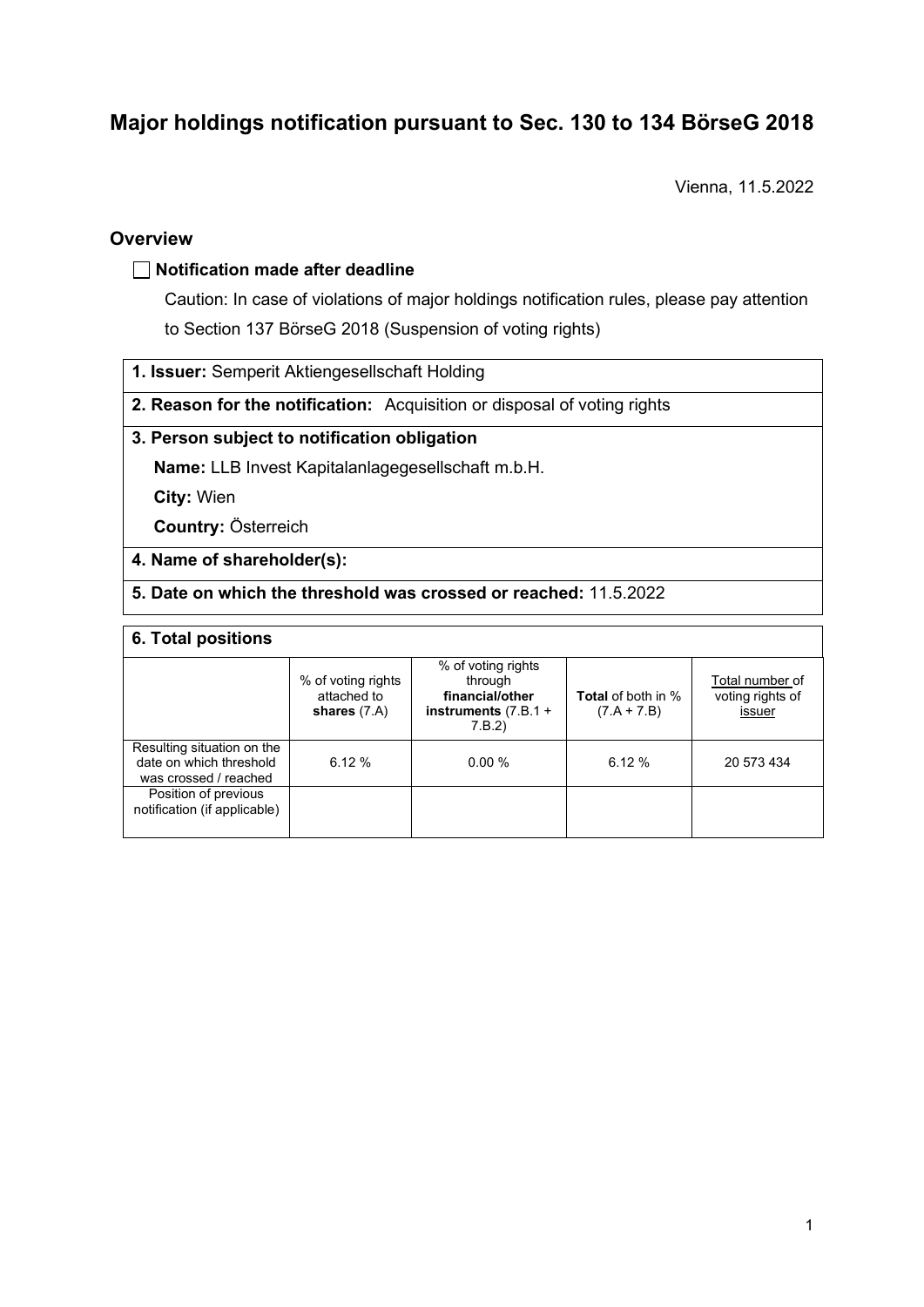# Major holdings notification pursuant to Sec. 130 to 134 BörseG 2018

Vienna, 11.5.2022

## Overview

☐ **Notification made after deadline**

Caution: In case of violations of major holdings notification rules, please pay attention to Section 137 BörseG 2018 (Suspension of voting rights)

**1. Issuer:** Semperit Aktiengesellschaft Holding

**2. Reason for the notification:** Acquisition or disposal of voting rights

**3. Person subject to notification obligation**

**Name:** LLB Invest Kapitalanlagegesellschaft m.b.H.

**City:** Wien

**Country:** Österreich

**4. Name of shareholder(s):**

**5. Date on which the threshold was crossed or reached:** 11.5.2022

**6. Total positions**

| | % of voting rights attached to **shares** (7.A) | % of voting rights through **financial/other instruments** (7.B.1 + 7.B.2) | **Total** of both in % (7.A + 7.B) | Total number of voting rights of issuer |
|---|---|---|---|---|
| Resulting situation on the date on which threshold was crossed / reached | 6.12 % | 0.00 % | 6.12 % | 20 573 434 |
| Position of previous notification (if applicable) | | | | |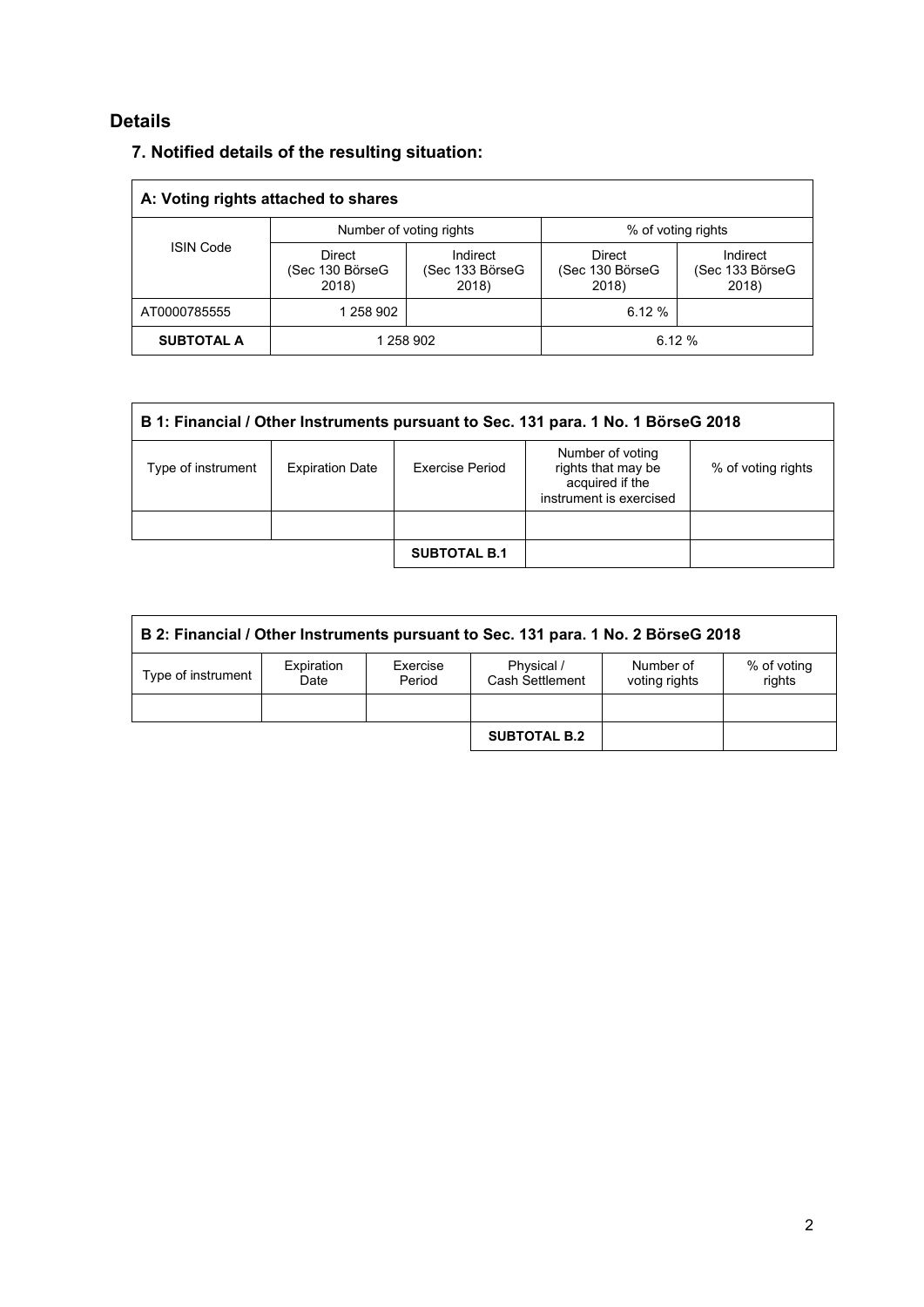## Details

### 7. Notified details of the resulting situation:

| A: Voting rights attached to shares | | | | |
|---|---|---|---|---|
| ISIN Code | Number of voting rights | | % of voting rights | |
| | Direct (Sec 130 BörseG 2018) | Indirect (Sec 133 BörseG 2018) | Direct (Sec 130 BörseG 2018) | Indirect (Sec 133 BörseG 2018) |
| AT0000785555 | 1 258 902 | | 6.12 % | |
| **SUBTOTAL A** | 1 258 902 | | 6.12 % | |

| B 1: Financial / Other Instruments pursuant to Sec. 131 para. 1 No. 1 BörseG 2018 | | | | |
|---|---|---|---|---|
| Type of instrument | Expiration Date | Exercise Period | Number of voting rights that may be acquired if the instrument is exercised | % of voting rights |
| | | | | |
| | | **SUBTOTAL B.1** | | |

| B 2: Financial / Other Instruments pursuant to Sec. 131 para. 1 No. 2 BörseG 2018 | | | | | |
|---|---|---|---|---|---|
| Type of instrument | Expiration Date | Exercise Period | Physical / Cash Settlement | Number of voting rights | % of voting rights |
| | | | | | |
| | | | **SUBTOTAL B.2** | | |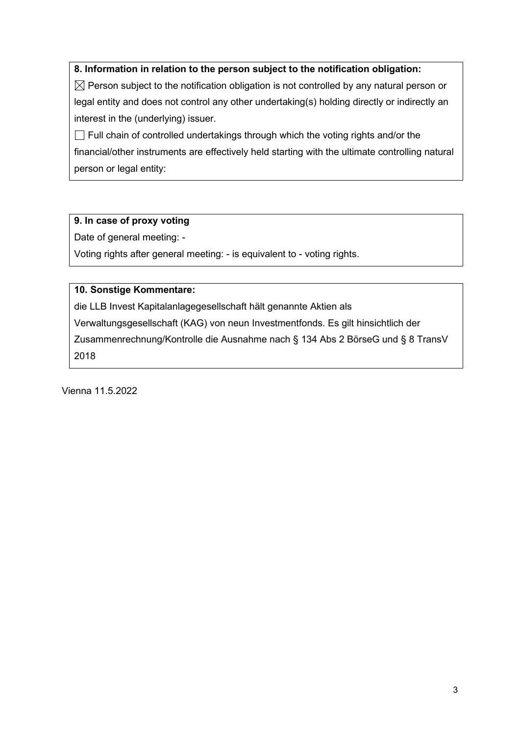**8. Information in relation to the person subject to the notification obligation:**

☒ Person subject to the notification obligation is not controlled by any natural person or legal entity and does not control any other undertaking(s) holding directly or indirectly an interest in the (underlying) issuer.

☐ Full chain of controlled undertakings through which the voting rights and/or the financial/other instruments are effectively held starting with the ultimate controlling natural person or legal entity:

**9. In case of proxy voting**

Date of general meeting: -

Voting rights after general meeting: - is equivalent to - voting rights.

**10. Sonstige Kommentare:**

die LLB Invest Kapitalanlagegesellschaft hält genannte Aktien als Verwaltungsgesellschaft (KAG) von neun Investmentfonds. Es gilt hinsichtlich der Zusammenrechnung/Kontrolle die Ausnahme nach § 134 Abs 2 BörseG und § 8 TransV 2018

Vienna 11.5.2022